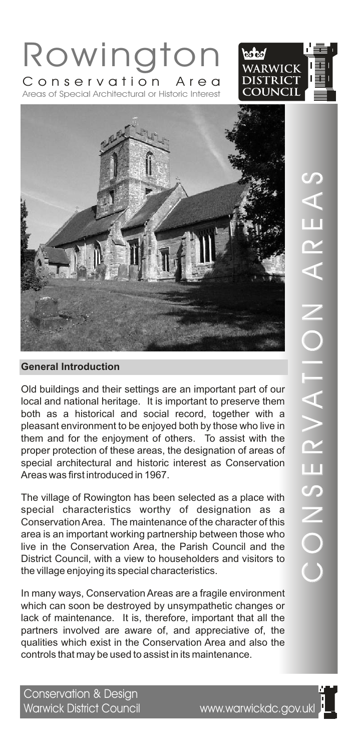# Rowington

Conservation Area

Areas of Special Architectural or Historic Interest

CONSERVATION AREAS

## General Introduction

Old buildings and their settings are an important part of our local and national heritage. It is important to preserve them both as a historical and social record, together with a pleasant environment to be enjoyed both by those who live in them and for the enjoyment of others. To assist with the proper protection of these areas, the designation of areas of special architectural and historic interest as Conservation Areas was first introduced in 1967.

The village of Rowington has been selected as a place with special characteristics worthy of designation as a Conservation Area. The maintenance of the character of this area is an important working partnership between those who live in the Conservation Area, the Parish Council and the District Council, with a view to householders and visitors to the village enjoying its special characteristics.

In many ways, Conservation Areas are a fragile environment which can soon be destroyed by unsympathetic changes or lack of maintenance. It is, therefore, important that all the partners involved are aware of, and appreciative of, the qualities which exist in the Conservation Area and also the controls that may be used to assist in its maintenance.

Conservation & Design
Warwick District Council www.warwickdc.gov.uk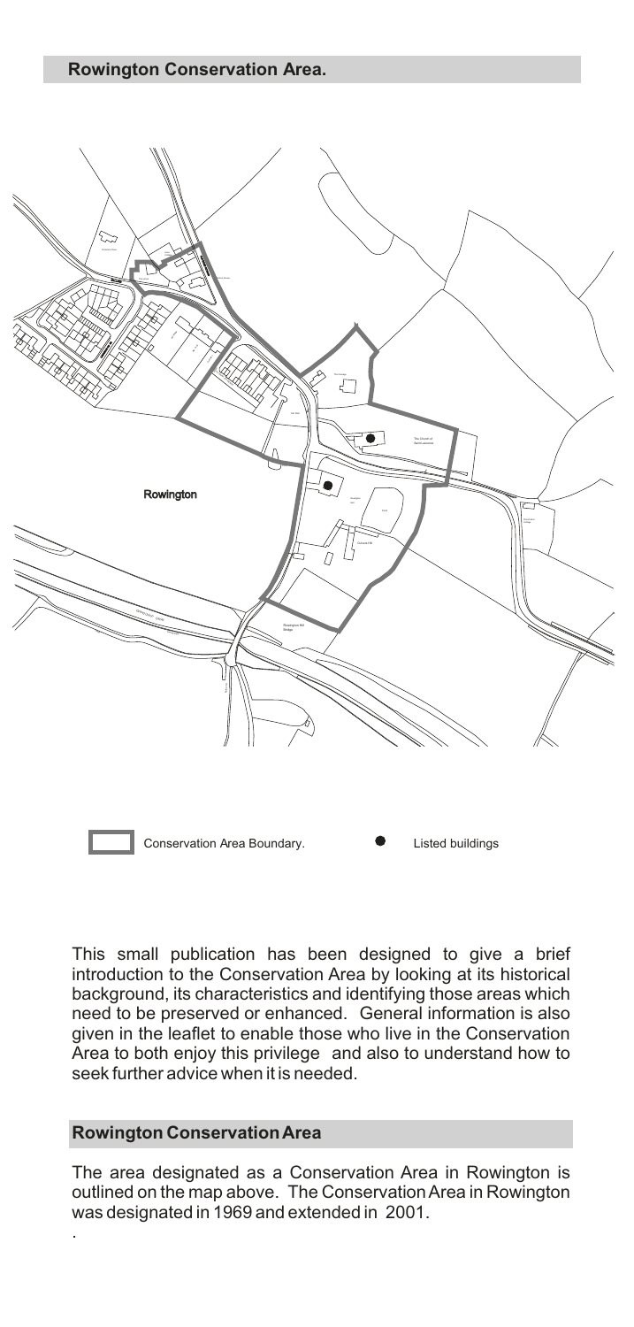## Rowington Conservation Area.

Rowington

Conservation Area Boundary.

Listed buildings

This small publication has been designed to give a brief introduction to the Conservation Area by looking at its historical background, its characteristics and identifying those areas which need to be preserved or enhanced. General information is also given in the leaflet to enable those who live in the Conservation Area to both enjoy this privilege and also to understand how to seek further advice when it is needed.

## Rowington Conservation Area

The area designated as a Conservation Area in Rowington is outlined on the map above. The Conservation Area in Rowington was designated in 1969 and extended in 2001.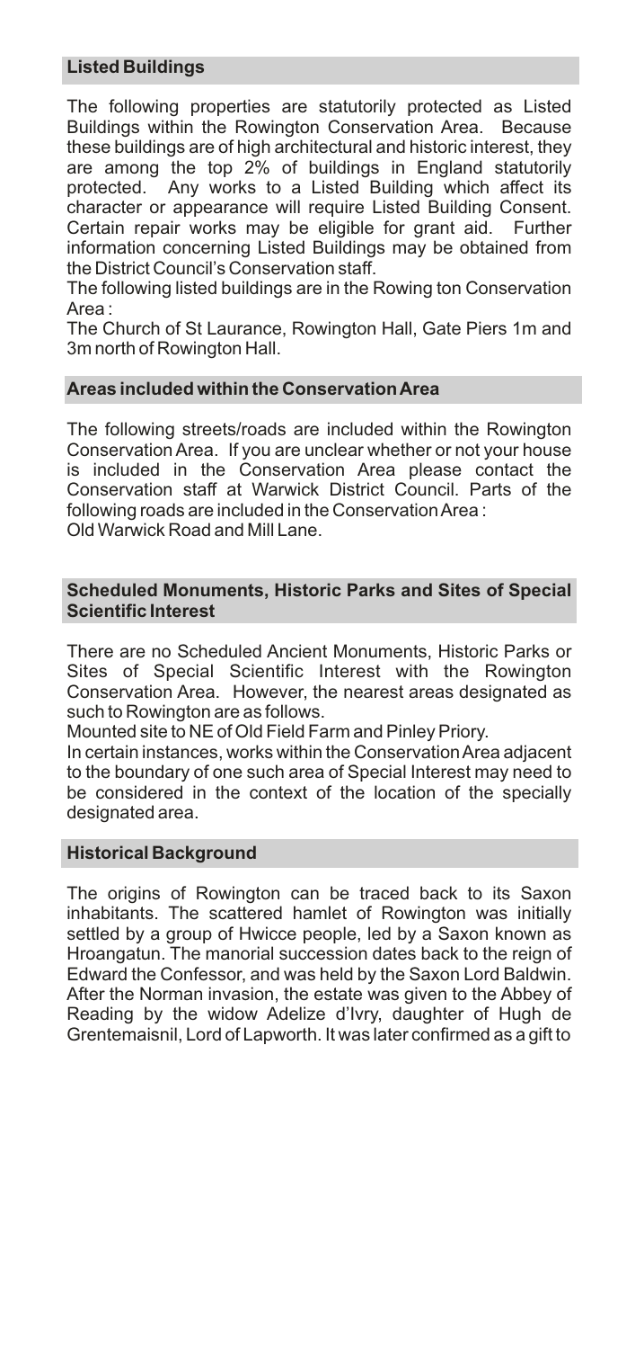## Listed Buildings

The following properties are statutorily protected as Listed Buildings within the Rowington Conservation Area. Because these buildings are of high architectural and historic interest, they are among the top 2% of buildings in England statutorily protected. Any works to a Listed Building which affect its character or appearance will require Listed Building Consent. Certain repair works may be eligible for grant aid. Further information concerning Listed Buildings may be obtained from the District Council's Conservation staff.

The following listed buildings are in the Rowing ton Conservation Area :

The Church of St Laurance, Rowington Hall, Gate Piers 1m and 3m north of Rowington Hall.

## Areas included within the Conservation Area

The following streets/roads are included within the Rowington Conservation Area. If you are unclear whether or not your house is included in the Conservation Area please contact the Conservation staff at Warwick District Council. Parts of the following roads are included in the Conservation Area :

Old Warwick Road and Mill Lane.

## Scheduled Monuments, Historic Parks and Sites of Special Scientific Interest

There are no Scheduled Ancient Monuments, Historic Parks or Sites of Special Scientific Interest with the Rowington Conservation Area. However, the nearest areas designated as such to Rowington are as follows.

Mounted site to NE of Old Field Farm and Pinley Priory.

In certain instances, works within the Conservation Area adjacent to the boundary of one such area of Special Interest may need to be considered in the context of the location of the specially designated area.

## Historical Background

The origins of Rowington can be traced back to its Saxon inhabitants. The scattered hamlet of Rowington was initially settled by a group of Hwicce people, led by a Saxon known as Hroangatun. The manorial succession dates back to the reign of Edward the Confessor, and was held by the Saxon Lord Baldwin. After the Norman invasion, the estate was given to the Abbey of Reading by the widow Adelize d'Ivry, daughter of Hugh de Grentemaisnil, Lord of Lapworth. It was later confirmed as a gift to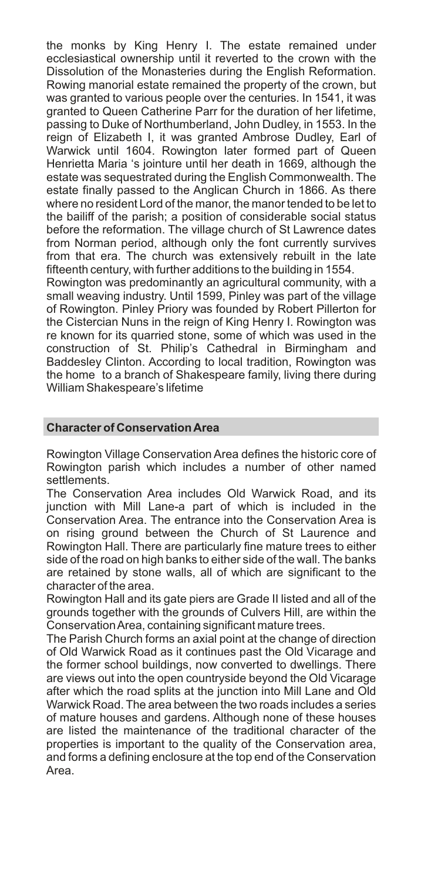the monks by King Henry I. The estate remained under ecclesiastical ownership until it reverted to the crown with the Dissolution of the Monasteries during the English Reformation. Rowing manorial estate remained the property of the crown, but was granted to various people over the centuries. In 1541, it was granted to Queen Catherine Parr for the duration of her lifetime, passing to Duke of Northumberland, John Dudley, in 1553. In the reign of Elizabeth I, it was granted Ambrose Dudley, Earl of Warwick until 1604. Rowington later formed part of Queen Henrietta Maria 's jointure until her death in 1669, although the estate was sequestrated during the English Commonwealth. The estate finally passed to the Anglican Church in 1866. As there where no resident Lord of the manor, the manor tended to be let to the bailiff of the parish; a position of considerable social status before the reformation. The village church of St Lawrence dates from Norman period, although only the font currently survives from that era. The church was extensively rebuilt in the late fifteenth century, with further additions to the building in 1554.

Rowington was predominantly an agricultural community, with a small weaving industry. Until 1599, Pinley was part of the village of Rowington. Pinley Priory was founded by Robert Pillerton for the Cistercian Nuns in the reign of King Henry I. Rowington was re known for its quarried stone, some of which was used in the construction of St. Philip's Cathedral in Birmingham and Baddesley Clinton. According to local tradition, Rowington was the home to a branch of Shakespeare family, living there during William Shakespeare's lifetime

## Character of Conservation Area

Rowington Village Conservation Area defines the historic core of Rowington parish which includes a number of other named settlements.

The Conservation Area includes Old Warwick Road, and its junction with Mill Lane-a part of which is included in the Conservation Area. The entrance into the Conservation Area is on rising ground between the Church of St Laurence and Rowington Hall. There are particularly fine mature trees to either side of the road on high banks to either side of the wall. The banks are retained by stone walls, all of which are significant to the character of the area.

Rowington Hall and its gate piers are Grade II listed and all of the grounds together with the grounds of Culvers Hill, are within the Conservation Area, containing significant mature trees.

The Parish Church forms an axial point at the change of direction of Old Warwick Road as it continues past the Old Vicarage and the former school buildings, now converted to dwellings. There are views out into the open countryside beyond the Old Vicarage after which the road splits at the junction into Mill Lane and Old Warwick Road. The area between the two roads includes a series of mature houses and gardens. Although none of these houses are listed the maintenance of the traditional character of the properties is important to the quality of the Conservation area, and forms a defining enclosure at the top end of the Conservation Area.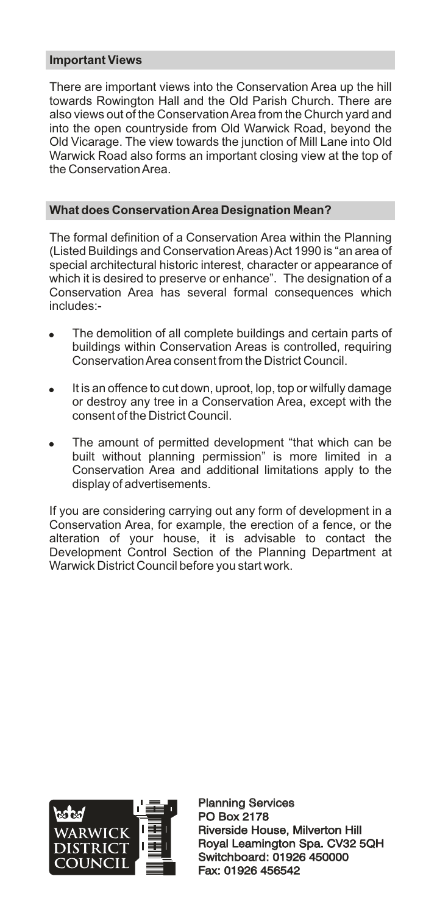## Important Views

There are important views into the Conservation Area up the hill towards Rowington Hall and the Old Parish Church. There are also views out of the Conservation Area from the Church yard and into the open countryside from Old Warwick Road, beyond the Old Vicarage. The view towards the junction of Mill Lane into Old Warwick Road also forms an important closing view at the top of the Conservation Area.

## What does Conservation Area Designation Mean?

The formal definition of a Conservation Area within the Planning (Listed Buildings and Conservation Areas) Act 1990 is "an area of special architectural historic interest, character or appearance of which it is desired to preserve or enhance". The designation of a Conservation Area has several formal consequences which includes:-

- The demolition of all complete buildings and certain parts of buildings within Conservation Areas is controlled, requiring Conservation Area consent from the District Council.
- It is an offence to cut down, uproot, lop, top or wilfully damage or destroy any tree in a Conservation Area, except with the consent of the District Council.
- The amount of permitted development "that which can be built without planning permission" is more limited in a Conservation Area and additional limitations apply to the display of advertisements.

If you are considering carrying out any form of development in a Conservation Area, for example, the erection of a fence, or the alteration of your house, it is advisable to contact the Development Control Section of the Planning Department at Warwick District Council before you start work.

WARWICK DISTRICT COUNCIL

Planning Services
PO Box 2178
Riverside House, Milverton Hill
Royal Leamington Spa. CV32 5QH
Switchboard: 01926 450000
Fax: 01926 456542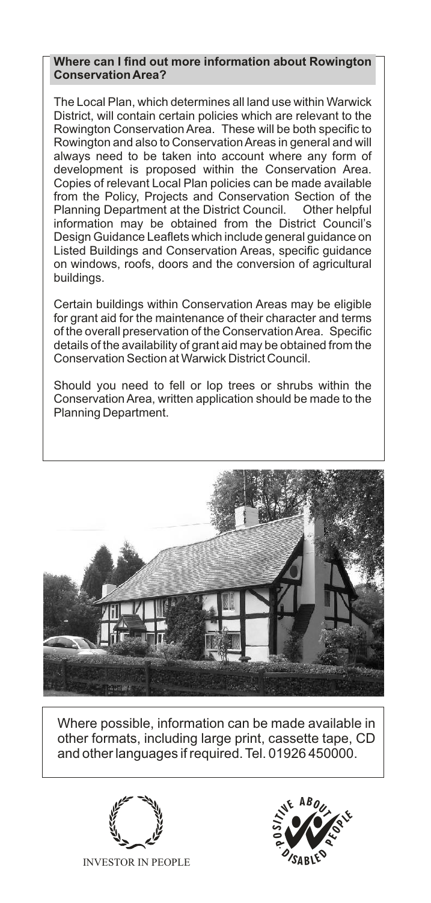## Where can I find out more information about Rowington Conservation Area?

The Local Plan, which determines all land use within Warwick District, will contain certain policies which are relevant to the Rowington Conservation Area. These will be both specific to Rowington and also to Conservation Areas in general and will always need to be taken into account where any form of development is proposed within the Conservation Area. Copies of relevant Local Plan policies can be made available from the Policy, Projects and Conservation Section of the Planning Department at the District Council. Other helpful information may be obtained from the District Council's Design Guidance Leaflets which include general guidance on Listed Buildings and Conservation Areas, specific guidance on windows, roofs, doors and the conversion of agricultural buildings.

Certain buildings within Conservation Areas may be eligible for grant aid for the maintenance of their character and terms of the overall preservation of the Conservation Area. Specific details of the availability of grant aid may be obtained from the Conservation Section at Warwick District Council.

Should you need to fell or lop trees or shrubs within the Conservation Area, written application should be made to the Planning Department.

Where possible, information can be made available in other formats, including large print, cassette tape, CD and other languages if required. Tel. 01926 450000.

INVESTOR IN PEOPLE

POSITIVE ABOUT DISABLED PEOPLE